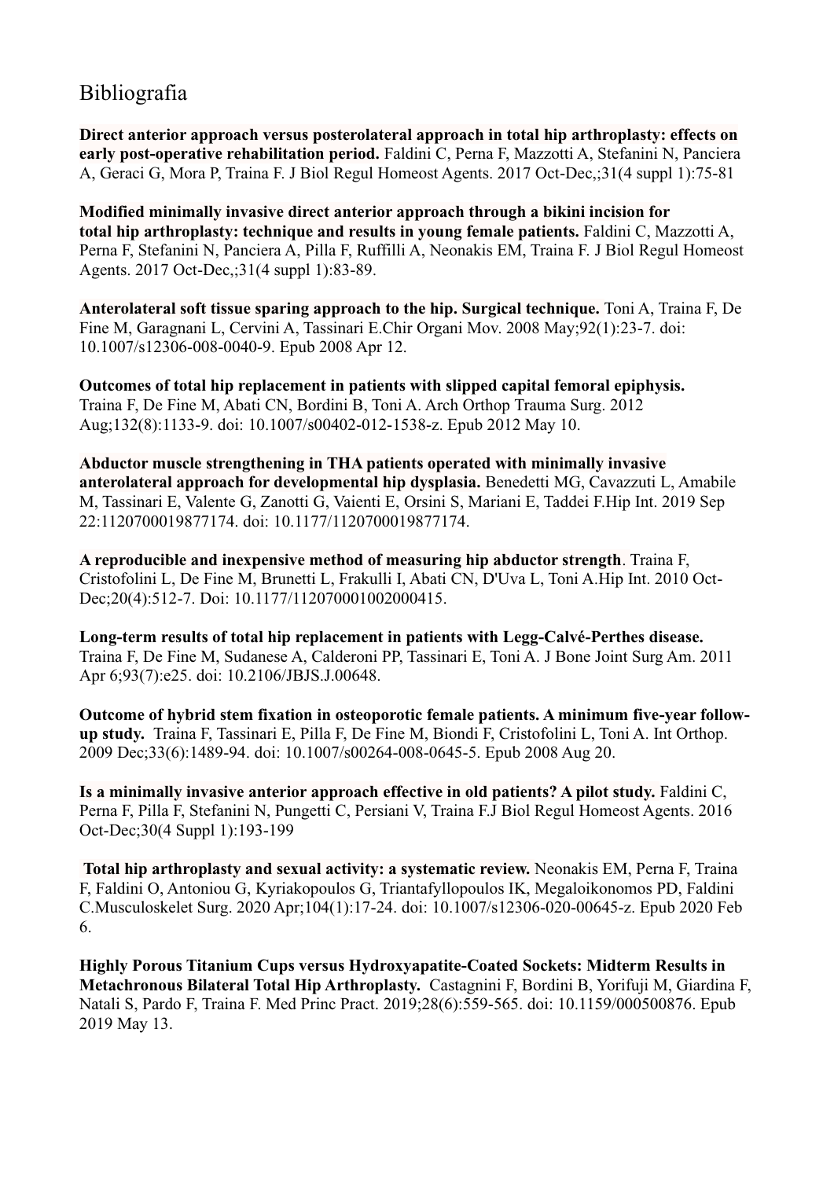# Bibliografia

**Direct anterior approach versus posterolateral approach in total hip arthroplasty: effects on early post-operative rehabilitation period.** Faldini C, Perna F, Mazzotti A, Stefanini N, Panciera A, Geraci G, Mora P, Traina F. J Biol Regul Homeost Agents. 2017 Oct-Dec,;31(4 suppl 1):75-81

**Modified minimally invasive direct anterior approach through a bikini incision for total hip arthroplasty: technique and results in young female patients.** Faldini C, Mazzotti A, Perna F, Stefanini N, Panciera A, Pilla F, Ruffilli A, Neonakis EM, Traina F. J Biol Regul Homeost Agents. 2017 Oct-Dec,;31(4 suppl 1):83-89.

**Anterolateral soft tissue sparing approach to the hip. Surgical technique.** Toni A, Traina F, De Fine M, Garagnani L, Cervini A, Tassinari E.Chir Organi Mov. 2008 May;92(1):23-7. doi: 10.1007/s12306-008-0040-9. Epub 2008 Apr 12.

**Outcomes of total hip replacement in patients with slipped capital femoral epiphysis.** Traina F, De Fine M, Abati CN, Bordini B, Toni A. Arch Orthop Trauma Surg. 2012 Aug;132(8):1133-9. doi: 10.1007/s00402-012-1538-z. Epub 2012 May 10.

**Abductor muscle strengthening in THA patients operated with minimally invasive anterolateral approach for developmental hip dysplasia.** Benedetti MG, Cavazzuti L, Amabile M, Tassinari E, Valente G, Zanotti G, Vaienti E, Orsini S, Mariani E, Taddei F.Hip Int. 2019 Sep 22:1120700019877174. doi: 10.1177/1120700019877174.

**A reproducible and inexpensive method of measuring hip abductor strength**. Traina F, Cristofolini L, De Fine M, Brunetti L, Frakulli I, Abati CN, D'Uva L, Toni A.Hip Int. 2010 Oct-Dec;20(4):512-7. Doi: 10.1177/112070001002000415.

**Long-term results of total hip replacement in patients with Legg-Calvé-Perthes disease.** Traina F, De Fine M, Sudanese A, Calderoni PP, Tassinari E, Toni A. J Bone Joint Surg Am. 2011 Apr 6;93(7):e25. doi: 10.2106/JBJS.J.00648.

**Outcome of hybrid stem fixation in osteoporotic female patients. A minimum five-year follow-up study.** Traina F, Tassinari E, Pilla F, De Fine M, Biondi F, Cristofolini L, Toni A. Int Orthop. 2009 Dec;33(6):1489-94. doi: 10.1007/s00264-008-0645-5. Epub 2008 Aug 20.

**Is a minimally invasive anterior approach effective in old patients? A pilot study.** Faldini C, Perna F, Pilla F, Stefanini N, Pungetti C, Persiani V, Traina F.J Biol Regul Homeost Agents. 2016 Oct-Dec;30(4 Suppl 1):193-199

**Total hip arthroplasty and sexual activity: a systematic review.** Neonakis EM, Perna F, Traina F, Faldini O, Antoniou G, Kyriakopoulos G, Triantafyllopoulos IK, Megaloikonomos PD, Faldini C.Musculoskelet Surg. 2020 Apr;104(1):17-24. doi: 10.1007/s12306-020-00645-z. Epub 2020 Feb 6.

**Highly Porous Titanium Cups versus Hydroxyapatite-Coated Sockets: Midterm Results in Metachronous Bilateral Total Hip Arthroplasty.** Castagnini F, Bordini B, Yorifuji M, Giardina F, Natali S, Pardo F, Traina F. Med Princ Pract. 2019;28(6):559-565. doi: 10.1159/000500876. Epub 2019 May 13.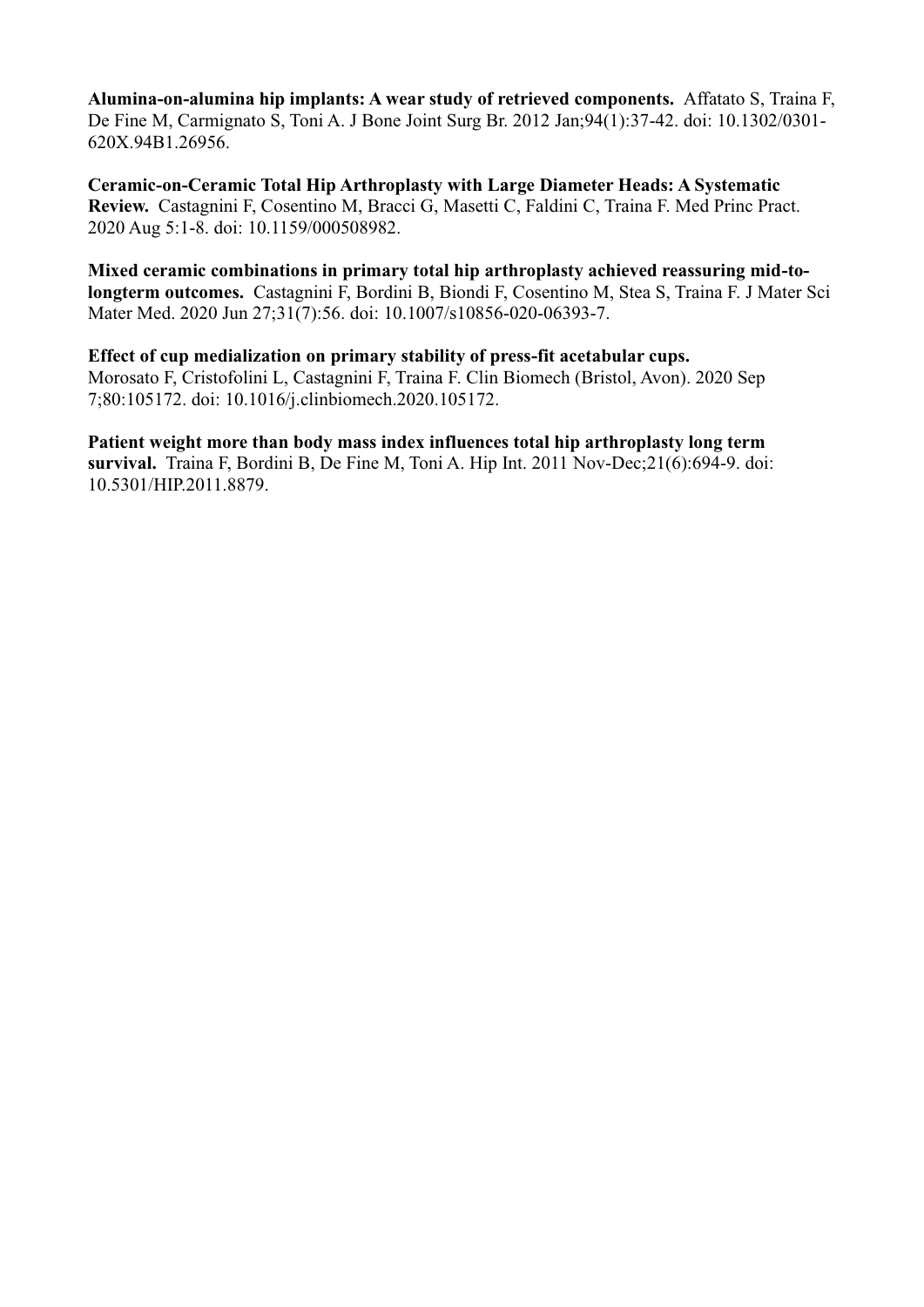**Alumina-on-alumina hip implants: A wear study of retrieved components.** Affatato S, Traina F, De Fine M, Carmignato S, Toni A. J Bone Joint Surg Br. 2012 Jan;94(1):37-42. doi: 10.1302/0301-620X.94B1.26956.

**Ceramic-on-Ceramic Total Hip Arthroplasty with Large Diameter Heads: A Systematic Review.** Castagnini F, Cosentino M, Bracci G, Masetti C, Faldini C, Traina F. Med Princ Pract. 2020 Aug 5:1-8. doi: 10.1159/000508982.

**Mixed ceramic combinations in primary total hip arthroplasty achieved reassuring mid-to-longterm outcomes.** Castagnini F, Bordini B, Biondi F, Cosentino M, Stea S, Traina F. J Mater Sci Mater Med. 2020 Jun 27;31(7):56. doi: 10.1007/s10856-020-06393-7.

**Effect of cup medialization on primary stability of press-fit acetabular cups.** Morosato F, Cristofolini L, Castagnini F, Traina F. Clin Biomech (Bristol, Avon). 2020 Sep 7;80:105172. doi: 10.1016/j.clinbiomech.2020.105172.

**Patient weight more than body mass index influences total hip arthroplasty long term survival.** Traina F, Bordini B, De Fine M, Toni A. Hip Int. 2011 Nov-Dec;21(6):694-9. doi: 10.5301/HIP.2011.8879.